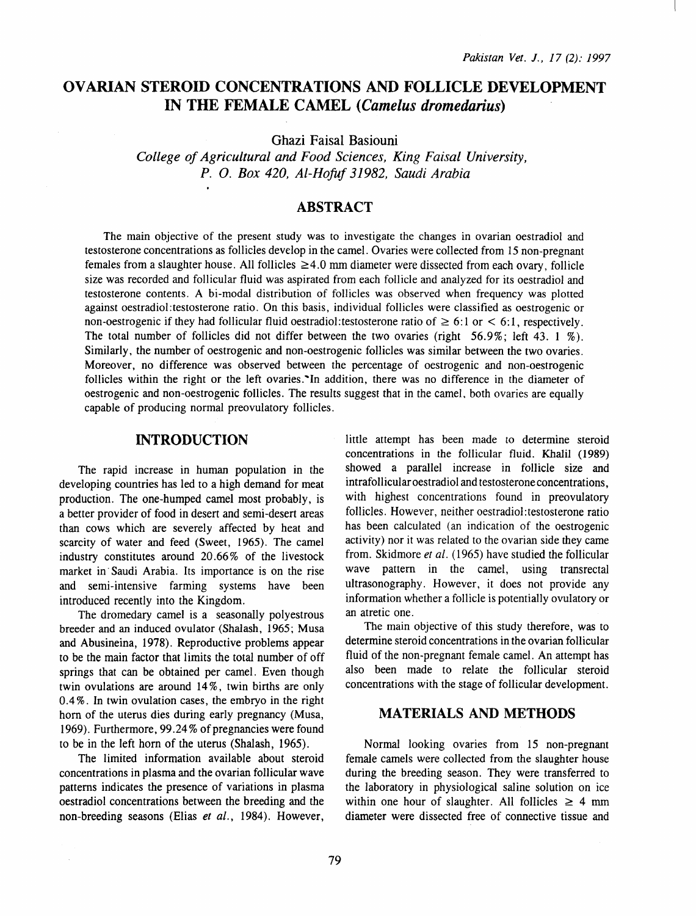# OVARIAN STEROID CONCENTRATIONS AND FOLLICLE DEVELOPMENT IN THE FEMALE CAMEL (*Camelus dromedarius*)

Ghazi Faisal Basiouni

*College of Agricultural and Food Sciences, King Faisal University, P. O. Box 420, Al-Hofuf 31982, Saudi Arabia*

## ABSTRACT

The main objective of the present study was to investigate the changes in ovarian oestradiol and testosterone concentrations as follicles develop in the camel. Ovaries were collected from 15 non-pregnant females from a slaughter house. All follicles $\geq$4.0 mm diameter were dissected from each ovary, follicle size was recorded and follicular fluid was aspirated from each follicle and analyzed for its oestradiol and testosterone contents. A bi-modal distribution of follicles was observed when frequency was plotted against oestradiol:testosterone ratio. On this basis, individual follicles were classified as oestrogenic or non-oestrogenic if they had follicular fluid oestradiol:testosterone ratio of $\geq$ 6:1 or < 6:1, respectively. The total number of follicles did not differ between the two ovaries (right 56.9%; left 43. 1 %). Similarly, the number of oestrogenic and non-oestrogenic follicles was similar between the two ovaries. Moreover, no difference was observed between the percentage of oestrogenic and non-oestrogenic follicles within the right or the left ovaries. In addition, there was no difference in the diameter of oestrogenic and non-oestrogenic follicles. The results suggest that in the camel, both ovaries are equally capable of producing normal preovulatory follicles.

## INTRODUCTION

The rapid increase in human population in the developing countries has led to a high demand for meat production. The one-humped camel most probably, is a better provider of food in desert and semi-desert areas than cows which are severely affected by heat and scarcity of water and feed (Sweet, 1965). The camel industry constitutes around 20.66% of the livestock market in Saudi Arabia. Its importance is on the rise and semi-intensive farming systems have been introduced recently into the Kingdom.

The dromedary camel is a seasonally polyestrous breeder and an induced ovulator (Shalash, 1965; Musa and Abusineina, 1978). Reproductive problems appear to be the main factor that limits the total number of off springs that can be obtained per camel. Even though twin ovulations are around 14%, twin births are only 0.4%. In twin ovulation cases, the embryo in the right horn of the uterus dies during early pregnancy (Musa, 1969). Furthermore, 99.24% of pregnancies were found to be in the left horn of the uterus (Shalash, 1965).

The limited information available about steroid concentrations in plasma and the ovarian follicular wave patterns indicates the presence of variations in plasma oestradiol concentrations between the breeding and the non-breeding seasons (Elias *et al.*, 1984). However, little attempt has been made to determine steroid concentrations in the follicular fluid. Khalil (1989) showed a parallel increase in follicle size and intrafollicular oestradiol and testosterone concentrations, with highest concentrations found in preovulatory follicles. However, neither oestradiol:testosterone ratio has been calculated (an indication of the oestrogenic activity) nor it was related to the ovarian side they came from. Skidmore *et al.* (1965) have studied the follicular wave pattern in the camel, using transrectal ultrasonography. However, it does not provide any information whether a follicle is potentially ovulatory or an atretic one.

The main objective of this study therefore, was to determine steroid concentrations in the ovarian follicular fluid of the non-pregnant female camel. An attempt has also been made to relate the follicular steroid concentrations with the stage of follicular development.

## MATERIALS AND METHODS

Normal looking ovaries from 15 non-pregnant female camels were collected from the slaughter house during the breeding season. They were transferred to the laboratory in physiological saline solution on ice within one hour of slaughter. All follicles $\geq$ 4 mm diameter were dissected free of connective tissue and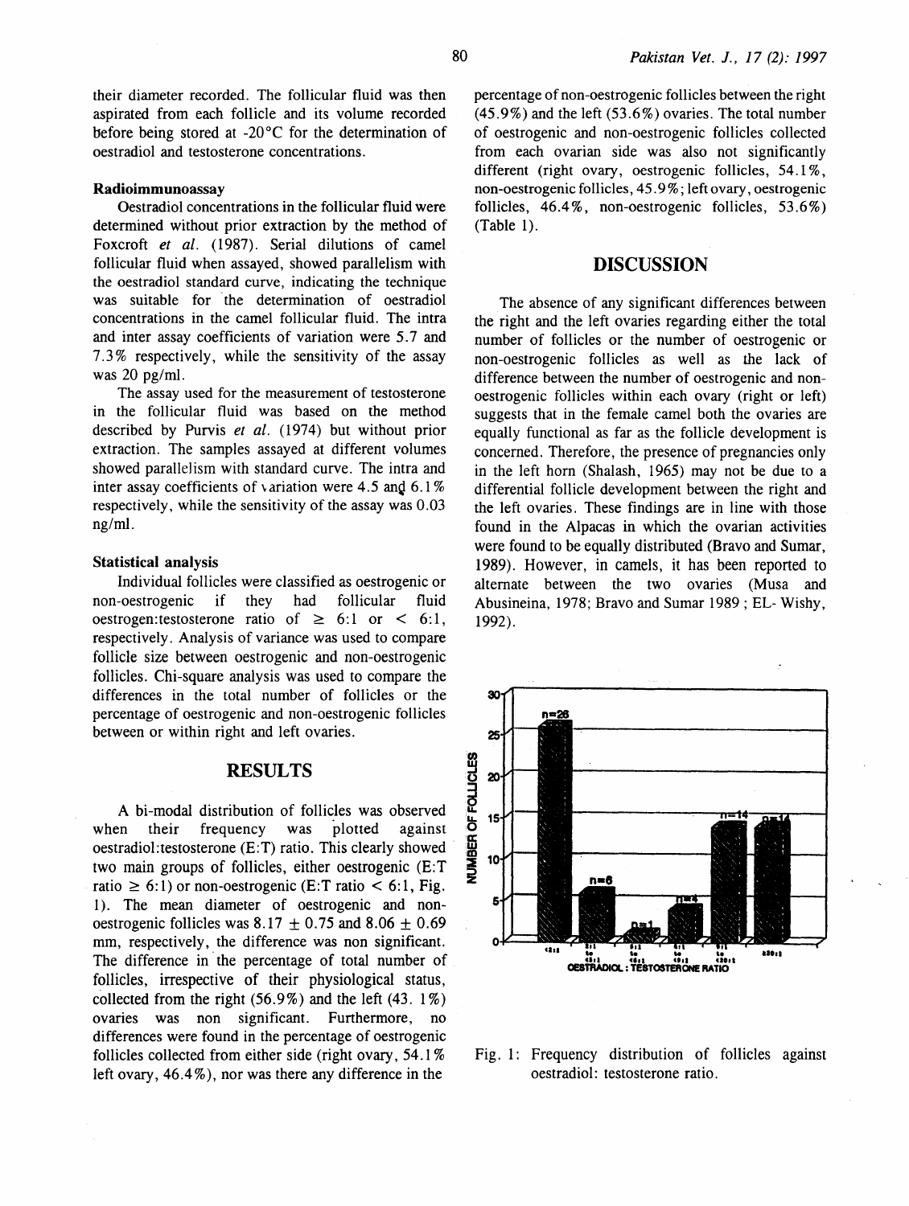their diameter recorded. The follicular fluid was then aspirated from each follicle and its volume recorded before being stored at -20°C for the determination of oestradiol and testosterone concentrations.

### Radioimmunoassay

Oestradiol concentrations in the follicular fluid were determined without prior extraction by the method of Foxcroft *et al.* (1987). Serial dilutions of camel follicular fluid when assayed, showed parallelism with the oestradiol standard curve, indicating the technique was suitable for the determination of oestradiol concentrations in the camel follicular fluid. The intra and inter assay coefficients of variation were 5.7 and 7.3% respectively, while the sensitivity of the assay was 20 pg/ml.

The assay used for the measurement of testosterone in the follicular fluid was based on the method described by Purvis *et al.* (1974) but without prior extraction. The samples assayed at different volumes showed parallelism with standard curve. The intra and inter assay coefficients of variation were 4.5 and 6.1% respectively, while the sensitivity of the assay was 0.03 ng/ml.

### Statistical analysis

Individual follicles were classified as oestrogenic or non-oestrogenic if they had follicular fluid oestrogen:testosterone ratio of $\geq$ 6:1 or $<$ 6:1, respectively. Analysis of variance was used to compare follicle size between oestrogenic and non-oestrogenic follicles. Chi-square analysis was used to compare the differences in the total number of follicles or the percentage of oestrogenic and non-oestrogenic follicles between or within right and left ovaries.

## RESULTS

A bi-modal distribution of follicles was observed when their frequency was plotted against oestradiol:testosterone (E:T) ratio. This clearly showed two main groups of follicles, either oestrogenic (E:T ratio $\geq$ 6:1) or non-oestrogenic (E:T ratio $<$ 6:1, Fig. 1). The mean diameter of oestrogenic and non-oestrogenic follicles was 8.17 $\pm$ 0.75 and 8.06 $\pm$ 0.69 mm, respectively, the difference was non significant. The difference in the percentage of total number of follicles, irrespective of their physiological status, collected from the right (56.9%) and the left (43.1%) ovaries was non significant. Furthermore, no differences were found in the percentage of oestrogenic follicles collected from either side (right ovary, 54.1% left ovary, 46.4%), nor was there any difference in the percentage of non-oestrogenic follicles between the right (45.9%) and the left (53.6%) ovaries. The total number of oestrogenic and non-oestrogenic follicles collected from each ovarian side was also not significantly different (right ovary, oestrogenic follicles, 54.1%, non-oestrogenic follicles, 45.9%; left ovary, oestrogenic follicles, 46.4%, non-oestrogenic follicles, 53.6%) (Table 1).

## DISCUSSION

The absence of any significant differences between the right and the left ovaries regarding either the total number of follicles or the number of oestrogenic or non-oestrogenic follicles as well as the lack of difference between the number of oestrogenic and non-oestrogenic follicles within each ovary (right or left) suggests that in the female camel both the ovaries are equally functional as far as the follicle development is concerned. Therefore, the presence of pregnancies only in the left horn (Shalash, 1965) may not be due to a differential follicle development between the right and the left ovaries. These findings are in line with those found in the Alpacas in which the ovarian activities were found to be equally distributed (Bravo and Sumar, 1989). However, in camels, it has been reported to alternate between the two ovaries (Musa and Abusineina, 1978; Bravo and Sumar 1989 ; EL- Wishy, 1992).

Fig. 1: Frequency distribution of follicles against oestradiol: testosterone ratio.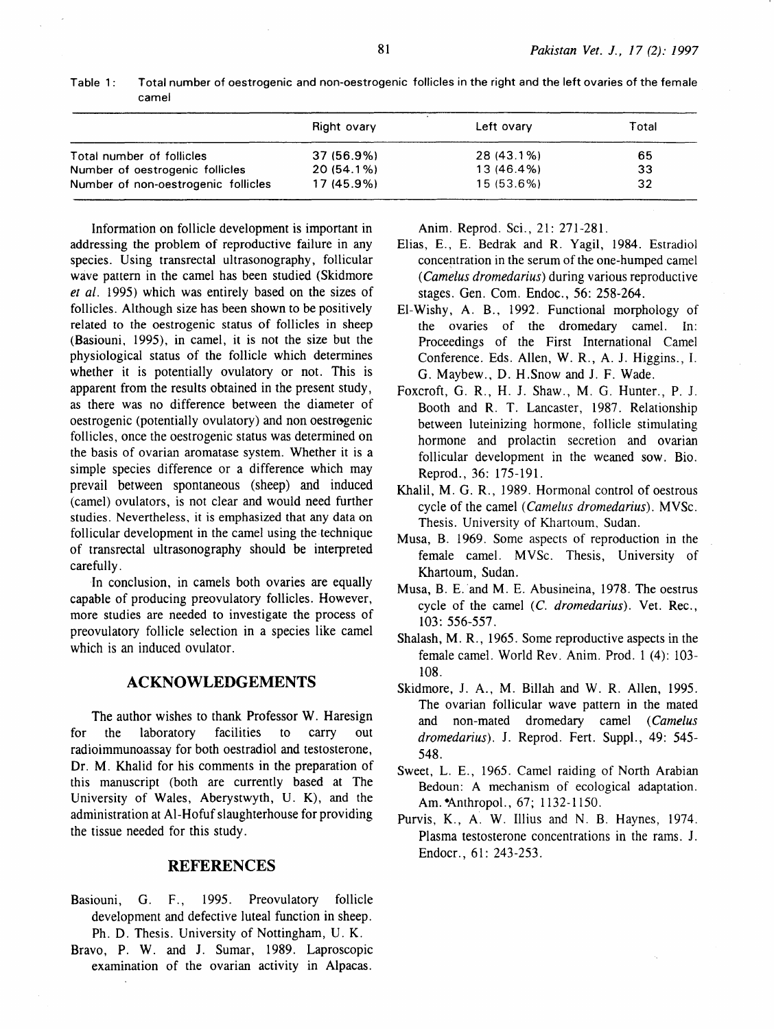Table 1: Total number of oestrogenic and non-oestrogenic follicles in the right and the left ovaries of the female camel

| | Right ovary | Left ovary | Total |
|---|---|---|---|
| Total number of follicles | 37 (56.9%) | 28 (43.1%) | 65 |
| Number of oestrogenic follicles | 20 (54.1%) | 13 (46.4%) | 33 |
| Number of non-oestrogenic follicles | 17 (45.9%) | 15 (53.6%) | 32 |

Information on follicle development is important in addressing the problem of reproductive failure in any species. Using transrectal ultrasonography, follicular wave pattern in the camel has been studied (Skidmore *et al.* 1995) which was entirely based on the sizes of follicles. Although size has been shown to be positively related to the oestrogenic status of follicles in sheep (Basiouni, 1995), in camel, it is not the size but the physiological status of the follicle which determines whether it is potentially ovulatory or not. This is apparent from the results obtained in the present study, as there was no difference between the diameter of oestrogenic (potentially ovulatory) and non oestrogenic follicles, once the oestrogenic status was determined on the basis of ovarian aromatase system. Whether it is a simple species difference or a difference which may prevail between spontaneous (sheep) and induced (camel) ovulators, is not clear and would need further studies. Nevertheless, it is emphasized that any data on follicular development in the camel using the technique of transrectal ultrasonography should be interpreted carefully.

In conclusion, in camels both ovaries are equally capable of producing preovulatory follicles. However, more studies are needed to investigate the process of preovulatory follicle selection in a species like camel which is an induced ovulator.

## ACKNOWLEDGEMENTS

The author wishes to thank Professor W. Haresign for the laboratory facilities to carry out radioimmunoassay for both oestradiol and testosterone, Dr. M. Khalid for his comments in the preparation of this manuscript (both are currently based at The University of Wales, Aberystwyth, U. K), and the administration at Al-Hofuf slaughterhouse for providing the tissue needed for this study.

## REFERENCES

Basiouni, G. F., 1995. Preovulatory follicle development and defective luteal function in sheep. Ph. D. Thesis. University of Nottingham, U. K.

Bravo, P. W. and J. Sumar, 1989. Laproscopic examination of the ovarian activity in Alpacas. Anim. Reprod. Sci., 21: 271-281.

Elias, E., E. Bedrak and R. Yagil, 1984. Estradiol concentration in the serum of the one-humped camel (*Camelus dromedarius*) during various reproductive stages. Gen. Com. Endoc., 56: 258-264.

El-Wishy, A. B., 1992. Functional morphology of the ovaries of the dromedary camel. In: Proceedings of the First International Camel Conference. Eds. Allen, W. R., A. J. Higgins., I. G. Maybew., D. H.Snow and J. F. Wade.

Foxcroft, G. R., H. J. Shaw., M. G. Hunter., P. J. Booth and R. T. Lancaster, 1987. Relationship between luteinizing hormone, follicle stimulating hormone and prolactin secretion and ovarian follicular development in the weaned sow. Bio. Reprod., 36: 175-191.

Khalil, M. G. R., 1989. Hormonal control of oestrous cycle of the camel (*Camelus dromedarius*). MVSc. Thesis. University of Khartoum, Sudan.

Musa, B. 1969. Some aspects of reproduction in the female camel. MVSc. Thesis, University of Khartoum, Sudan.

Musa, B. E. and M. E. Abusineina, 1978. The oestrus cycle of the camel (*C. dromedarius*). Vet. Rec., 103: 556-557.

Shalash, M. R., 1965. Some reproductive aspects in the female camel. World Rev. Anim. Prod. 1 (4): 103-108.

Skidmore, J. A., M. Billah and W. R. Allen, 1995. The ovarian follicular wave pattern in the mated and non-mated dromedary camel (*Camelus dromedarius*). J. Reprod. Fert. Suppl., 49: 545-548.

Sweet, L. E., 1965. Camel raiding of North Arabian Bedoun: A mechanism of ecological adaptation. Am. Anthropol., 67; 1132-1150.

Purvis, K., A. W. Illius and N. B. Haynes, 1974. Plasma testosterone concentrations in the rams. J. Endocr., 61: 243-253.